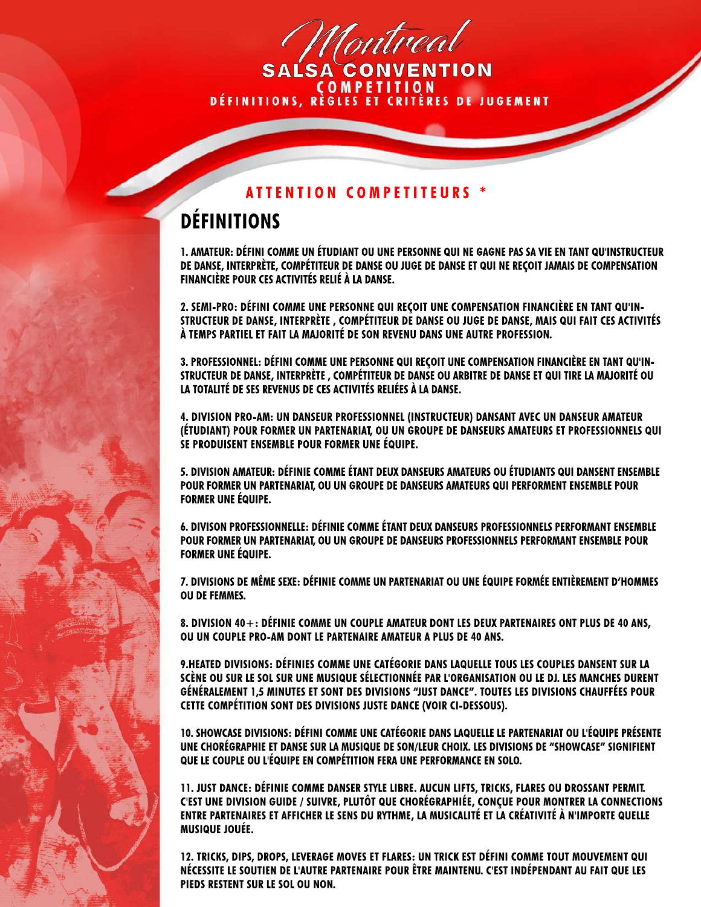# Montreal SALSA CONVENTION

## COMPETITION

### DÉFINITIONS, RÈGLES ET CRITÈRES DE JUGEMENT

**ATTENTION COMPETITEURS ***

## DÉFINITIONS

1. AMATEUR: DÉFINI COMME UN ÉTUDIANT OU UNE PERSONNE QUI NE GAGNE PAS SA VIE EN TANT QU'INSTRUCTEUR DE DANSE, INTERPRÈTE, COMPÉTITEUR DE DANSE OU JUGE DE DANSE ET QUI NE REÇOIT JAMAIS DE COMPENSATION FINANCIÈRE POUR CES ACTIVITÉS RELIÉ À LA DANSE.

2. SEMI-PRO: DÉFINI COMME UNE PERSONNE QUI REÇOIT UNE COMPENSATION FINANCIÈRE EN TANT QU'INSTRUCTEUR DE DANSE, INTERPRÈTE , COMPÉTITEUR DE DANSE OU JUGE DE DANSE, MAIS QUI FAIT CES ACTIVITÉS À TEMPS PARTIEL ET FAIT LA MAJORITÉ DE SON REVENU DANS UNE AUTRE PROFESSION.

3. PROFESSIONNEL: DÉFINI COMME UNE PERSONNE QUI REÇOIT UNE COMPENSATION FINANCIÈRE EN TANT QU'INSTRUCTEUR DE DANSE, INTERPRÈTE , COMPÉTITEUR DE DANSE OU ARBITRE DE DANSE ET QUI TIRE LA MAJORITÉ OU LA TOTALITÉ DE SES REVENUS DE CES ACTIVITÉS RELIÉES À LA DANSE.

4. DIVISION PRO-AM: UN DANSEUR PROFESSIONNEL (INSTRUCTEUR) DANSANT AVEC UN DANSEUR AMATEUR (ÉTUDIANT) POUR FORMER UN PARTENARIAT, OU UN GROUPE DE DANSEURS AMATEURS ET PROFESSIONNELS QUI SE PRODUISENT ENSEMBLE POUR FORMER UNE ÉQUIPE.

5. DIVISION AMATEUR: DÉFINIE COMME ÉTANT DEUX DANSEURS AMATEURS OU ÉTUDIANTS QUI DANSENT ENSEMBLE POUR FORMER UN PARTENARIAT, OU UN GROUPE DE DANSEURS AMATEURS QUI PERFORMENT ENSEMBLE POUR FORMER UNE ÉQUIPE.

6. DIVISON PROFESSIONNELLE: DÉFINIE COMME ÉTANT DEUX DANSEURS PROFESSIONNELS PERFORMANT ENSEMBLE POUR FORMER UN PARTENARIAT, OU UN GROUPE DE DANSEURS PROFESSIONNELS PERFORMANT ENSEMBLE POUR FORMER UNE ÉQUIPE.

7. DIVISIONS DE MÊME SEXE: DÉFINIE COMME UN PARTENARIAT OU UNE ÉQUIPE FORMÉE ENTIÈREMENT D'HOMMES OU DE FEMMES.

8. DIVISION 40+: DÉFINIE COMME UN COUPLE AMATEUR DONT LES DEUX PARTENAIRES ONT PLUS DE 40 ANS, OU UN COUPLE PRO-AM DONT LE PARTENAIRE AMATEUR A PLUS DE 40 ANS.

9.HEATED DIVISIONS: DÉFINIES COMME UNE CATÉGORIE DANS LAQUELLE TOUS LES COUPLES DANSENT SUR LA SCÈNE OU SUR LE SOL SUR UNE MUSIQUE SÉLECTIONNÉE PAR L'ORGANISATION OU LE DJ. LES MANCHES DURENT GÉNÉRALEMENT 1,5 MINUTES ET SONT DES DIVISIONS "JUST DANCE". TOUTES LES DIVISIONS CHAUFFÉES POUR CETTE COMPÉTITION SONT DES DIVISIONS JUSTE DANCE (VOIR CI-DESSOUS).

10. SHOWCASE DIVISIONS: DÉFINI COMME UNE CATÉGORIE DANS LAQUELLE LE PARTENARIAT OU L'ÉQUIPE PRÉSENTE UNE CHORÉGRAPHIE ET DANSE SUR LA MUSIQUE DE SON/LEUR CHOIX. LES DIVISIONS DE "SHOWCASE" SIGNIFIENT QUE LE COUPLE OU L'ÉQUIPE EN COMPÉTITION FERA UNE PERFORMANCE EN SOLO.

11. JUST DANCE: DÉFINIE COMME DANSER STYLE LIBRE. AUCUN LIFTS, TRICKS, FLARES OU DROSSANT PERMIT. C'EST UNE DIVISION GUIDE / SUIVRE, PLUTÔT QUE CHORÉGRAPHIÉE, CONÇUE POUR MONTRER LA CONNECTIONS ENTRE PARTENAIRES ET AFFICHER LE SENS DU RYTHME, LA MUSICALITÉ ET LA CRÉATIVITÉ À N'IMPORTE QUELLE MUSIQUE JOUÉE.

12. TRICKS, DIPS, DROPS, LEVERAGE MOVES ET FLARES: UN TRICK EST DÉFINI COMME TOUT MOUVEMENT QUI NÉCESSITE LE SOUTIEN DE L'AUTRE PARTENAIRE POUR ÊTRE MAINTENU. C'EST INDÉPENDANT AU FAIT QUE LES PIEDS RESTENT SUR LE SOL OU NON.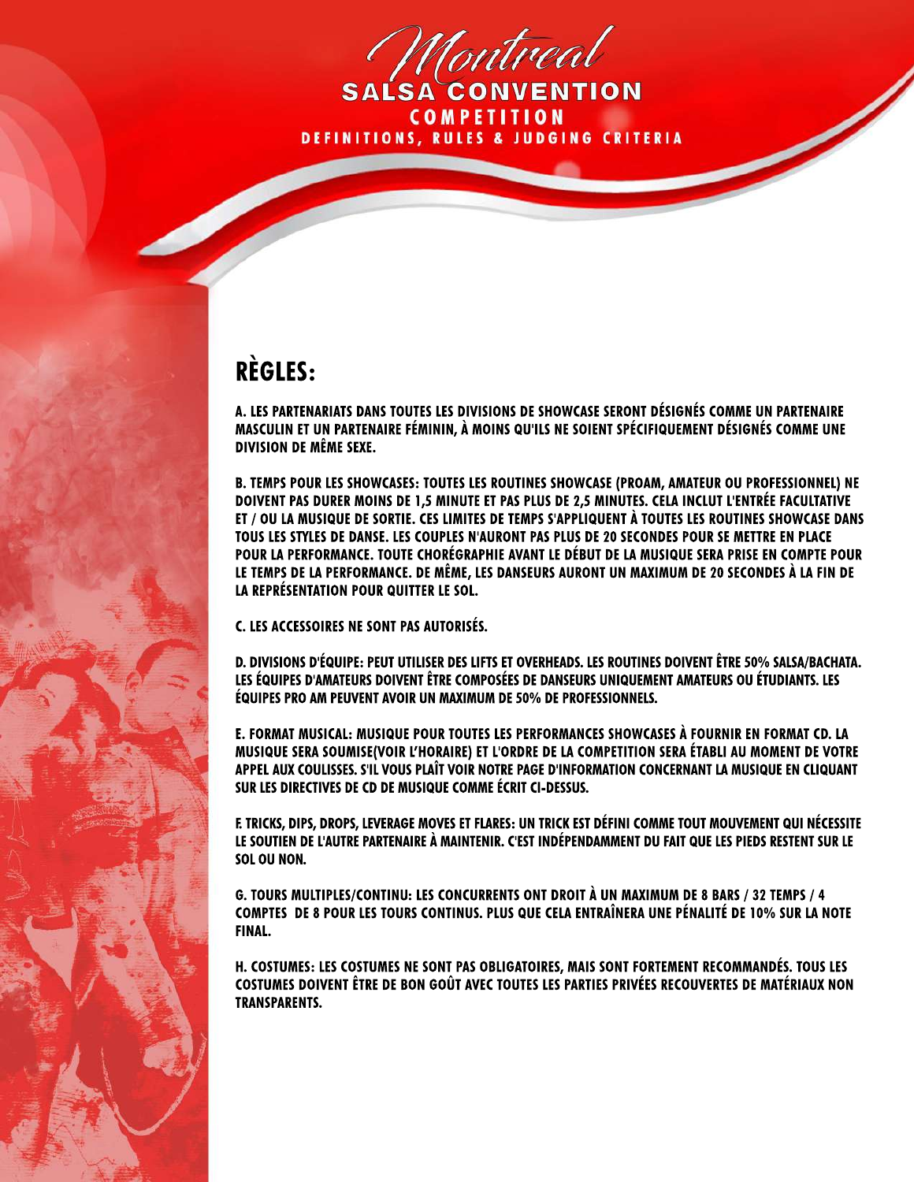# Montreal SALSA CONVENTION

## COMPETITION

### DEFINITIONS, RULES & JUDGING CRITERIA

## RÈGLES:

A. LES PARTENARIATS DANS TOUTES LES DIVISIONS DE SHOWCASE SERONT DÉSIGNÉS COMME UN PARTENAIRE MASCULIN ET UN PARTENAIRE FÉMININ, À MOINS QU'ILS NE SOIENT SPÉCIFIQUEMENT DÉSIGNÉS COMME UNE DIVISION DE MÊME SEXE.

B. TEMPS POUR LES SHOWCASES: TOUTES LES ROUTINES SHOWCASE (PROAM, AMATEUR OU PROFESSIONNEL) NE DOIVENT PAS DURER MOINS DE 1,5 MINUTE ET PAS PLUS DE 2,5 MINUTES. CELA INCLUT L'ENTRÉE FACULTATIVE ET / OU LA MUSIQUE DE SORTIE. CES LIMITES DE TEMPS S'APPLIQUENT À TOUTES LES ROUTINES SHOWCASE DANS TOUS LES STYLES DE DANSE. LES COUPLES N'AURONT PAS PLUS DE 20 SECONDES POUR SE METTRE EN PLACE POUR LA PERFORMANCE. TOUTE CHORÉGRAPHIE AVANT LE DÉBUT DE LA MUSIQUE SERA PRISE EN COMPTE POUR LE TEMPS DE LA PERFORMANCE. DE MÊME, LES DANSEURS AURONT UN MAXIMUM DE 20 SECONDES À LA FIN DE LA REPRÉSENTATION POUR QUITTER LE SOL.

C. LES ACCESSOIRES NE SONT PAS AUTORISÉS.

D. DIVISIONS D'ÉQUIPE: PEUT UTILISER DES LIFTS ET OVERHEADS. LES ROUTINES DOIVENT ÊTRE 50% SALSA/BACHATA. LES ÉQUIPES D'AMATEURS DOIVENT ÊTRE COMPOSÉES DE DANSEURS UNIQUEMENT AMATEURS OU ÉTUDIANTS. LES ÉQUIPES PRO AM PEUVENT AVOIR UN MAXIMUM DE 50% DE PROFESSIONNELS.

E. FORMAT MUSICAL: MUSIQUE POUR TOUTES LES PERFORMANCES SHOWCASES À FOURNIR EN FORMAT CD. LA MUSIQUE SERA SOUMISE(VOIR L'HORAIRE) ET L'ORDRE DE LA COMPETITION SERA ÉTABLI AU MOMENT DE VOTRE APPEL AUX COULISSES. S'IL VOUS PLAÎT VOIR NOTRE PAGE D'INFORMATION CONCERNANT LA MUSIQUE EN CLIQUANT SUR LES DIRECTIVES DE CD DE MUSIQUE COMME ÉCRIT CI-DESSUS.

F. TRICKS, DIPS, DROPS, LEVERAGE MOVES ET FLARES: UN TRICK EST DÉFINI COMME TOUT MOUVEMENT QUI NÉCESSITE LE SOUTIEN DE L'AUTRE PARTENAIRE À MAINTENIR. C'EST INDÉPENDAMMENT DU FAIT QUE LES PIEDS RESTENT SUR LE SOL OU NON.

G. TOURS MULTIPLES/CONTINU: LES CONCURRENTS ONT DROIT À UN MAXIMUM DE 8 BARS / 32 TEMPS / 4 COMPTES DE 8 POUR LES TOURS CONTINUS. PLUS QUE CELA ENTRAÎNERA UNE PÉNALITÉ DE 10% SUR LA NOTE FINAL.

H. COSTUMES: LES COSTUMES NE SONT PAS OBLIGATOIRES, MAIS SONT FORTEMENT RECOMMANDÉS. TOUS LES COSTUMES DOIVENT ÊTRE DE BON GOÛT AVEC TOUTES LES PARTIES PRIVÉES RECOUVERTES DE MATÉRIAUX NON TRANSPARENTS.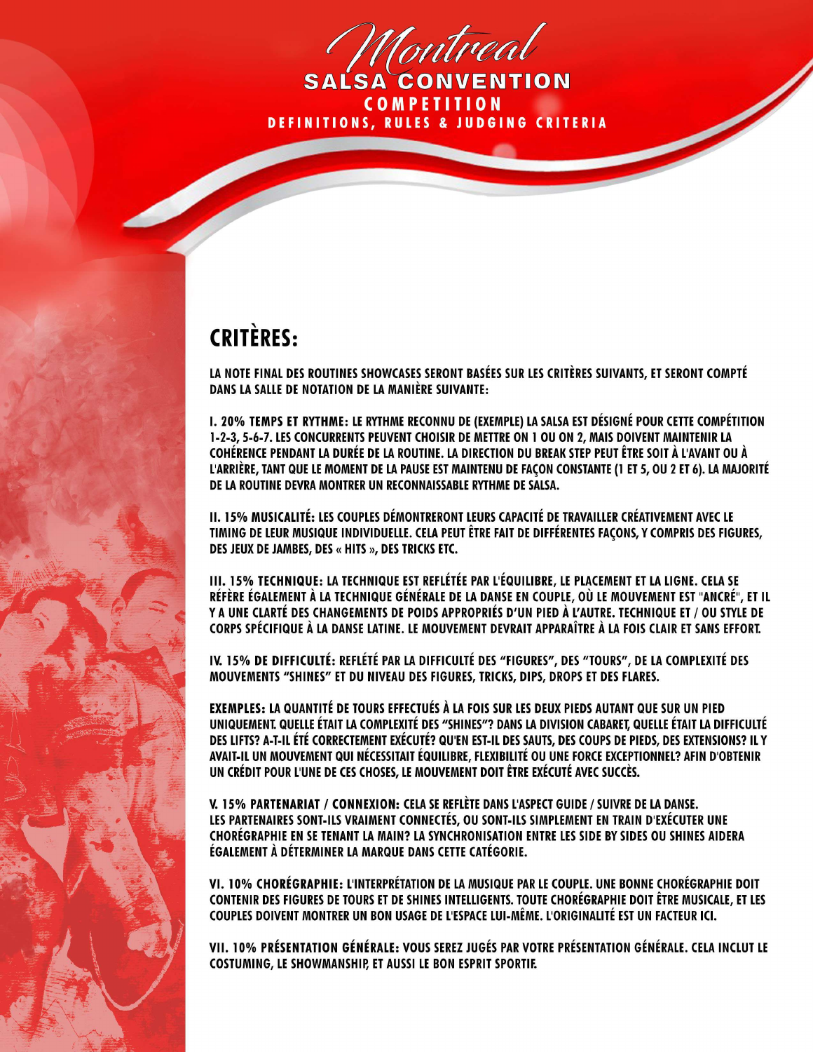# Montreal

## SALSA CONVENTION

### COMPETITION

### DEFINITIONS, RULES & JUDGING CRITERIA

## CRITÈRES:

LA NOTE FINAL DES ROUTINES SHOWCASES SERONT BASÉES SUR LES CRITÈRES SUIVANTS, ET SERONT COMPTÉ DANS LA SALLE DE NOTATION DE LA MANIÈRE SUIVANTE:

**I. 20% TEMPS ET RYTHME:** LE RYTHME RECONNU DE (EXEMPLE) LA SALSA EST DÉSIGNÉ POUR CETTE COMPÉTITION 1-2-3, 5-6-7. LES CONCURRENTS PEUVENT CHOISIR DE METTRE ON 1 OU ON 2, MAIS DOIVENT MAINTENIR LA COHÉRENCE PENDANT LA DURÉE DE LA ROUTINE. LA DIRECTION DU BREAK STEP PEUT ÊTRE SOIT À L'AVANT OU À L'ARRIÈRE, TANT QUE LE MOMENT DE LA PAUSE EST MAINTENU DE FAÇON CONSTANTE (1 ET 5, OU 2 ET 6). LA MAJORITÉ DE LA ROUTINE DEVRA MONTRER UN RECONNAISSABLE RYTHME DE SALSA.

**II. 15% MUSICALITÉ:** LES COUPLES DÉMONTRERONT LEURS CAPACITÉ DE TRAVAILLER CRÉATIVEMENT AVEC LE TIMING DE LEUR MUSIQUE INDIVIDUELLE. CELA PEUT ÊTRE FAIT DE DIFFÉRENTES FAÇONS, Y COMPRIS DES FIGURES, DES JEUX DE JAMBES, DES « HITS », DES TRICKS ETC.

**III. 15% TECHNIQUE:** LA TECHNIQUE EST REFLÉTÉE PAR L'ÉQUILIBRE, LE PLACEMENT ET LA LIGNE. CELA SE RÉFÈRE ÉGALEMENT À LA TECHNIQUE GÉNÉRALE DE LA DANSE EN COUPLE, OÙ LE MOUVEMENT EST "ANCRÉ", ET IL Y A UNE CLARTÉ DES CHANGEMENTS DE POIDS APPROPRIÉS D'UN PIED À L'AUTRE. TECHNIQUE ET / OU STYLE DE CORPS SPÉCIFIQUE À LA DANSE LATINE. LE MOUVEMENT DEVRAIT APPARAÎTRE À LA FOIS CLAIR ET SANS EFFORT.

**IV. 15% DE DIFFICULTÉ:** REFLÉTÉ PAR LA DIFFICULTÉ DES "FIGURES", DES "TOURS", DE LA COMPLEXITÉ DES MOUVEMENTS "SHINES" ET DU NIVEAU DES FIGURES, TRICKS, DIPS, DROPS ET DES FLARES.

**EXEMPLES:** LA QUANTITÉ DE TOURS EFFECTUÉS À LA FOIS SUR LES DEUX PIEDS AUTANT QUE SUR UN PIED UNIQUEMENT. QUELLE ÉTAIT LA COMPLEXITÉ DES "SHINES"? DANS LA DIVISION CABARET, QUELLE ÉTAIT LA DIFFICULTÉ DES LIFTS? A-T-IL ÉTÉ CORRECTEMENT EXÉCUTÉ? QU'EN EST-IL DES SAUTS, DES COUPS DE PIEDS, DES EXTENSIONS? IL Y AVAIT-IL UN MOUVEMENT QUI NÉCESSITAIT ÉQUILIBRE, FLEXIBILITÉ OU UNE FORCE EXCEPTIONNEL? AFIN D'OBTENIR UN CRÉDIT POUR L'UNE DE CES CHOSES, LE MOUVEMENT DOIT ÊTRE EXÉCUTÉ AVEC SUCCÈS.

**V. 15% PARTENARIAT / CONNEXION:** CELA SE REFLÈTE DANS L'ASPECT GUIDE / SUIVRE DE LA DANSE. LES PARTENAIRES SONT-ILS VRAIMENT CONNECTÉS, OU SONT-ILS SIMPLEMENT EN TRAIN D'EXÉCUTER UNE CHORÉGRAPHIE EN SE TENANT LA MAIN? LA SYNCHRONISATION ENTRE LES SIDE BY SIDES OU SHINES AIDERA ÉGALEMENT À DÉTERMINER LA MARQUE DANS CETTE CATÉGORIE.

**VI. 10% CHORÉGRAPHIE:** L'INTERPRÉTATION DE LA MUSIQUE PAR LE COUPLE. UNE BONNE CHORÉGRAPHIE DOIT CONTENIR DES FIGURES DE TOURS ET DE SHINES INTELLIGENTS. TOUTE CHORÉGRAPHIE DOIT ÊTRE MUSICALE, ET LES COUPLES DOIVENT MONTRER UN BON USAGE DE L'ESPACE LUI-MÊME. L'ORIGINALITÉ EST UN FACTEUR ICI.

**VII. 10% PRÉSENTATION GÉNÉRALE:** VOUS SEREZ JUGÉS PAR VOTRE PRÉSENTATION GÉNÉRALE. CELA INCLUT LE COSTUMING, LE SHOWMANSHIP, ET AUSSI LE BON ESPRIT SPORTIF.